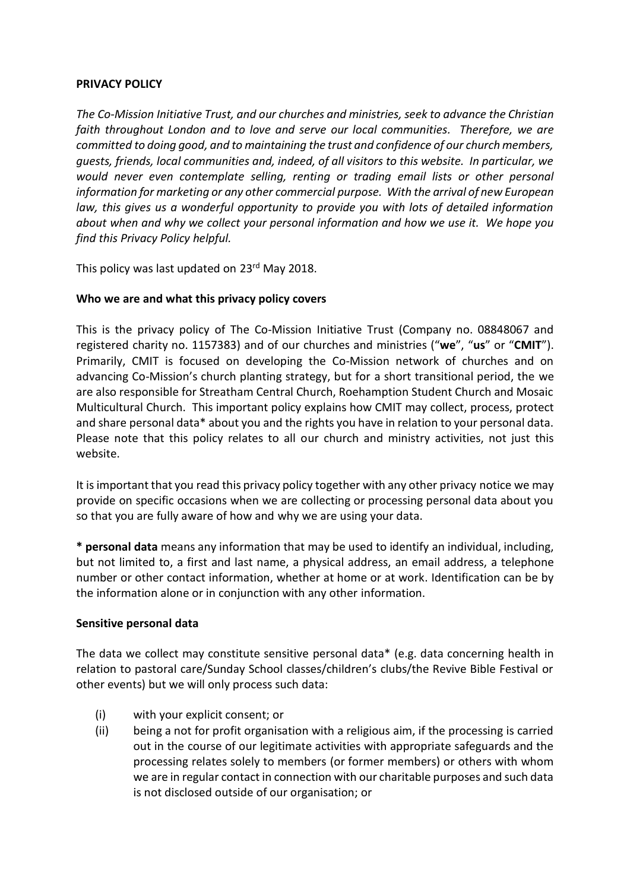**PRIVACY POLICY**

*The Co-Mission Initiative Trust, and our churches and ministries, seek to advance the Christian faith throughout London and to love and serve our local communities. Therefore, we are committed to doing good, and to maintaining the trust and confidence of our church members, guests, friends, local communities and, indeed, of all visitors to this website. In particular, we would never even contemplate selling, renting or trading email lists or other personal information for marketing or any other commercial purpose. With the arrival of new European law, this gives us a wonderful opportunity to provide you with lots of detailed information about when and why we collect your personal information and how we use it. We hope you find this Privacy Policy helpful.*

This policy was last updated on 23rd May 2018.

**Who we are and what this privacy policy covers**

This is the privacy policy of The Co-Mission Initiative Trust (Company no. 08848067 and registered charity no. 1157383) and of our churches and ministries ("**we**", "**us**" or "**CMIT**"). Primarily, CMIT is focused on developing the Co-Mission network of churches and on advancing Co-Mission's church planting strategy, but for a short transitional period, the we are also responsible for Streatham Central Church, Roehamption Student Church and Mosaic Multicultural Church. This important policy explains how CMIT may collect, process, protect and share personal data* about you and the rights you have in relation to your personal data. Please note that this policy relates to all our church and ministry activities, not just this website.

It is important that you read this privacy policy together with any other privacy notice we may provide on specific occasions when we are collecting or processing personal data about you so that you are fully aware of how and why we are using your data.

**\* personal data** means any information that may be used to identify an individual, including, but not limited to, a first and last name, a physical address, an email address, a telephone number or other contact information, whether at home or at work. Identification can be by the information alone or in conjunction with any other information.

**Sensitive personal data**

The data we collect may constitute sensitive personal data* (e.g. data concerning health in relation to pastoral care/Sunday School classes/children's clubs/the Revive Bible Festival or other events) but we will only process such data:

(i) with your explicit consent; or

(ii) being a not for profit organisation with a religious aim, if the processing is carried out in the course of our legitimate activities with appropriate safeguards and the processing relates solely to members (or former members) or others with whom we are in regular contact in connection with our charitable purposes and such data is not disclosed outside of our organisation; or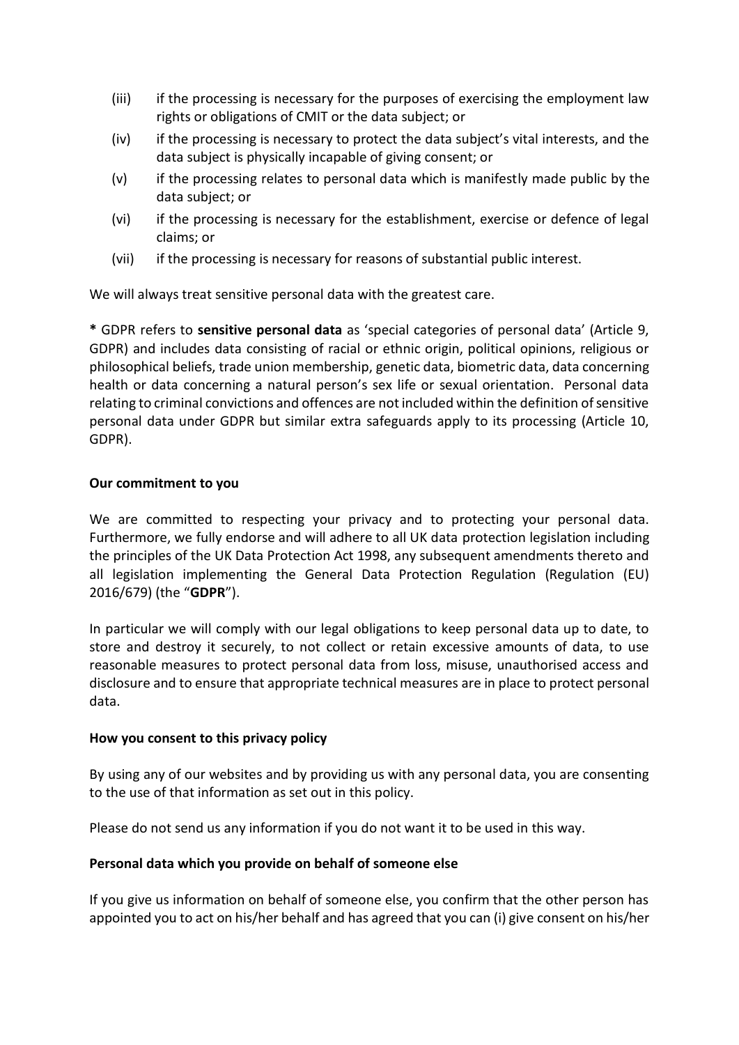(iii) if the processing is necessary for the purposes of exercising the employment law rights or obligations of CMIT or the data subject; or

(iv) if the processing is necessary to protect the data subject's vital interests, and the data subject is physically incapable of giving consent; or

(v) if the processing relates to personal data which is manifestly made public by the data subject; or

(vi) if the processing is necessary for the establishment, exercise or defence of legal claims; or

(vii) if the processing is necessary for reasons of substantial public interest.

We will always treat sensitive personal data with the greatest care.

**\*** GDPR refers to **sensitive personal data** as 'special categories of personal data' (Article 9, GDPR) and includes data consisting of racial or ethnic origin, political opinions, religious or philosophical beliefs, trade union membership, genetic data, biometric data, data concerning health or data concerning a natural person's sex life or sexual orientation. Personal data relating to criminal convictions and offences are not included within the definition of sensitive personal data under GDPR but similar extra safeguards apply to its processing (Article 10, GDPR).

**Our commitment to you**

We are committed to respecting your privacy and to protecting your personal data. Furthermore, we fully endorse and will adhere to all UK data protection legislation including the principles of the UK Data Protection Act 1998, any subsequent amendments thereto and all legislation implementing the General Data Protection Regulation (Regulation (EU) 2016/679) (the "**GDPR**").

In particular we will comply with our legal obligations to keep personal data up to date, to store and destroy it securely, to not collect or retain excessive amounts of data, to use reasonable measures to protect personal data from loss, misuse, unauthorised access and disclosure and to ensure that appropriate technical measures are in place to protect personal data.

**How you consent to this privacy policy**

By using any of our websites and by providing us with any personal data, you are consenting to the use of that information as set out in this policy.

Please do not send us any information if you do not want it to be used in this way.

**Personal data which you provide on behalf of someone else**

If you give us information on behalf of someone else, you confirm that the other person has appointed you to act on his/her behalf and has agreed that you can (i) give consent on his/her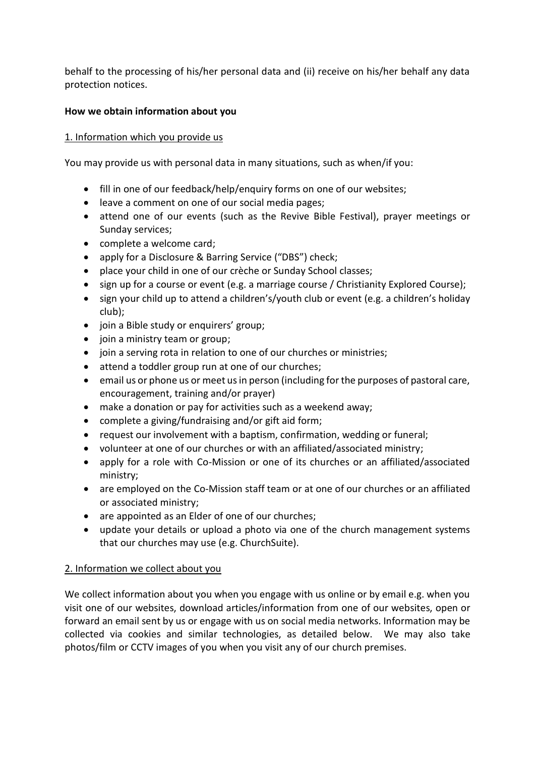behalf to the processing of his/her personal data and (ii) receive on his/her behalf any data protection notices.

**How we obtain information about you**

1. Information which you provide us

You may provide us with personal data in many situations, such as when/if you:

- fill in one of our feedback/help/enquiry forms on one of our websites;
- leave a comment on one of our social media pages;
- attend one of our events (such as the Revive Bible Festival), prayer meetings or Sunday services;
- complete a welcome card;
- apply for a Disclosure & Barring Service ("DBS") check;
- place your child in one of our crèche or Sunday School classes;
- sign up for a course or event (e.g. a marriage course / Christianity Explored Course);
- sign your child up to attend a children's/youth club or event (e.g. a children's holiday club);
- join a Bible study or enquirers' group;
- join a ministry team or group;
- join a serving rota in relation to one of our churches or ministries;
- attend a toddler group run at one of our churches;
- email us or phone us or meet us in person (including for the purposes of pastoral care, encouragement, training and/or prayer)
- make a donation or pay for activities such as a weekend away;
- complete a giving/fundraising and/or gift aid form;
- request our involvement with a baptism, confirmation, wedding or funeral;
- volunteer at one of our churches or with an affiliated/associated ministry;
- apply for a role with Co-Mission or one of its churches or an affiliated/associated ministry;
- are employed on the Co-Mission staff team or at one of our churches or an affiliated or associated ministry;
- are appointed as an Elder of one of our churches;
- update your details or upload a photo via one of the church management systems that our churches may use (e.g. ChurchSuite).

2. Information we collect about you

We collect information about you when you engage with us online or by email e.g. when you visit one of our websites, download articles/information from one of our websites, open or forward an email sent by us or engage with us on social media networks. Information may be collected via cookies and similar technologies, as detailed below. We may also take photos/film or CCTV images of you when you visit any of our church premises.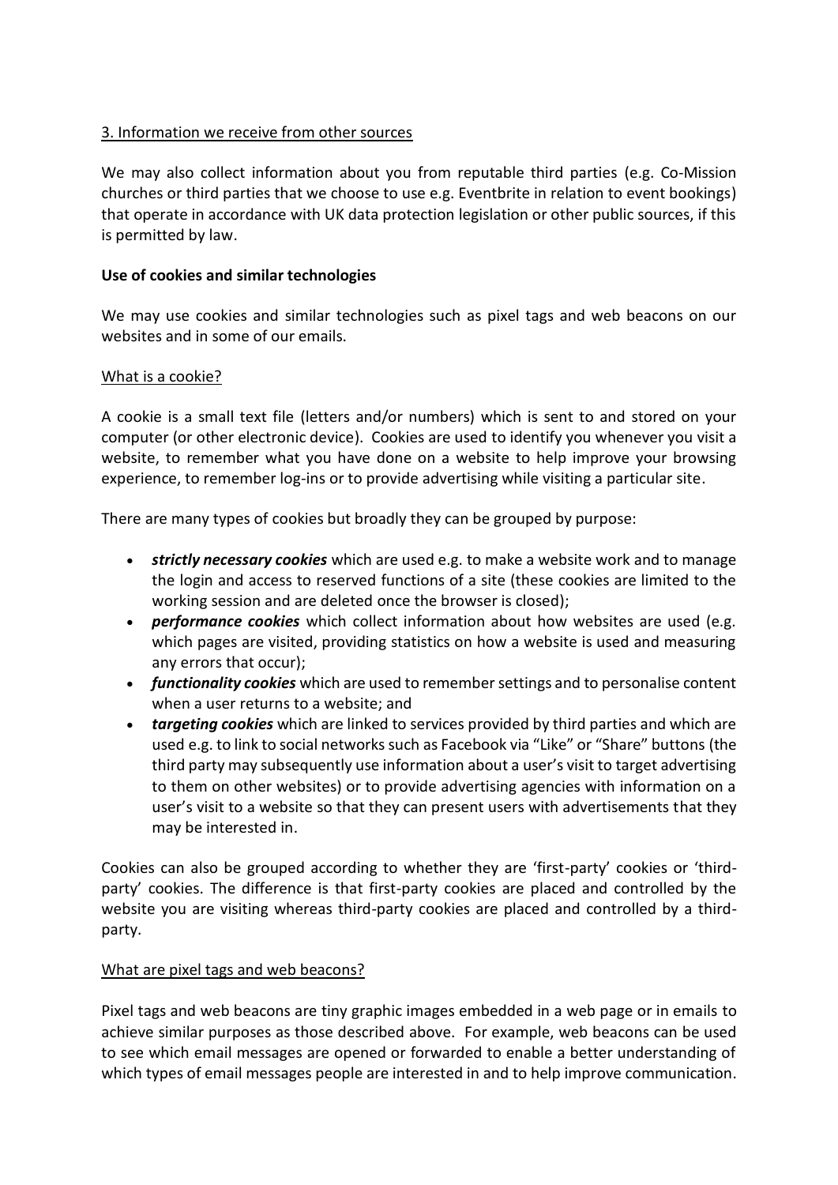3. Information we receive from other sources

We may also collect information about you from reputable third parties (e.g. Co-Mission churches or third parties that we choose to use e.g. Eventbrite in relation to event bookings) that operate in accordance with UK data protection legislation or other public sources, if this is permitted by law.

**Use of cookies and similar technologies**

We may use cookies and similar technologies such as pixel tags and web beacons on our websites and in some of our emails.

What is a cookie?

A cookie is a small text file (letters and/or numbers) which is sent to and stored on your computer (or other electronic device). Cookies are used to identify you whenever you visit a website, to remember what you have done on a website to help improve your browsing experience, to remember log-ins or to provide advertising while visiting a particular site.

There are many types of cookies but broadly they can be grouped by purpose:

- ***strictly necessary cookies*** which are used e.g. to make a website work and to manage the login and access to reserved functions of a site (these cookies are limited to the working session and are deleted once the browser is closed);
- ***performance cookies*** which collect information about how websites are used (e.g. which pages are visited, providing statistics on how a website is used and measuring any errors that occur);
- ***functionality cookies*** which are used to remember settings and to personalise content when a user returns to a website; and
- ***targeting cookies*** which are linked to services provided by third parties and which are used e.g. to link to social networks such as Facebook via "Like" or "Share" buttons (the third party may subsequently use information about a user's visit to target advertising to them on other websites) or to provide advertising agencies with information on a user's visit to a website so that they can present users with advertisements that they may be interested in.

Cookies can also be grouped according to whether they are 'first-party' cookies or 'third-party' cookies. The difference is that first-party cookies are placed and controlled by the website you are visiting whereas third-party cookies are placed and controlled by a third-party.

What are pixel tags and web beacons?

Pixel tags and web beacons are tiny graphic images embedded in a web page or in emails to achieve similar purposes as those described above. For example, web beacons can be used to see which email messages are opened or forwarded to enable a better understanding of which types of email messages people are interested in and to help improve communication.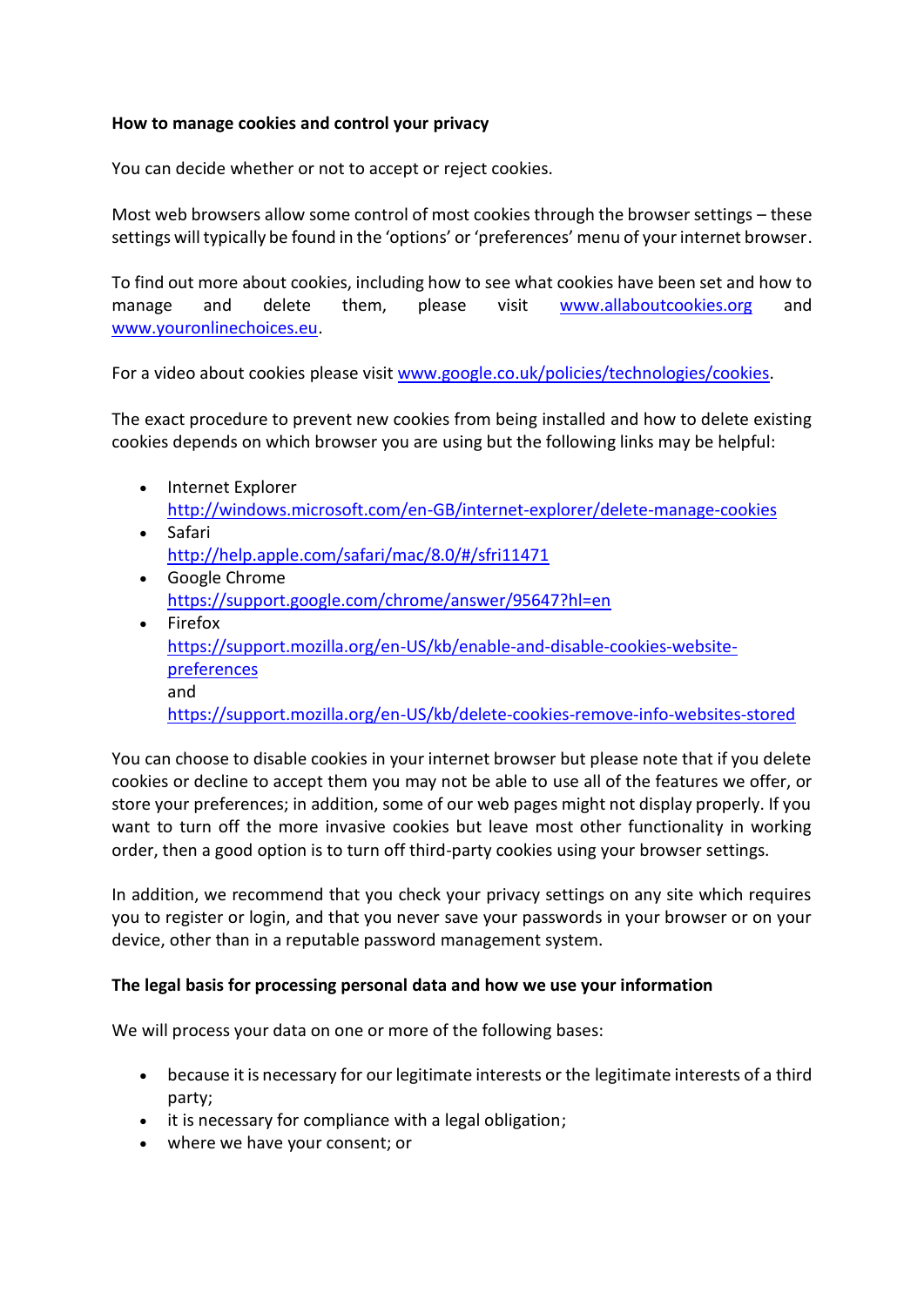**How to manage cookies and control your privacy**

You can decide whether or not to accept or reject cookies.

Most web browsers allow some control of most cookies through the browser settings – these settings will typically be found in the 'options' or 'preferences' menu of your internet browser.

To find out more about cookies, including how to see what cookies have been set and how to manage and delete them, please visit [www.allaboutcookies.org](http://www.allaboutcookies.org) and [www.youronlinechoices.eu](http://www.youronlinechoices.eu).

For a video about cookies please visit [www.google.co.uk/policies/technologies/cookies](http://www.google.co.uk/policies/technologies/cookies).

The exact procedure to prevent new cookies from being installed and how to delete existing cookies depends on which browser you are using but the following links may be helpful:

- Internet Explorer
  http://windows.microsoft.com/en-GB/internet-explorer/delete-manage-cookies
- Safari
  http://help.apple.com/safari/mac/8.0/#/sfri11471
- Google Chrome
  https://support.google.com/chrome/answer/95647?hl=en
- Firefox
  https://support.mozilla.org/en-US/kb/enable-and-disable-cookies-website-preferences
  and
  https://support.mozilla.org/en-US/kb/delete-cookies-remove-info-websites-stored

You can choose to disable cookies in your internet browser but please note that if you delete cookies or decline to accept them you may not be able to use all of the features we offer, or store your preferences; in addition, some of our web pages might not display properly. If you want to turn off the more invasive cookies but leave most other functionality in working order, then a good option is to turn off third-party cookies using your browser settings.

In addition, we recommend that you check your privacy settings on any site which requires you to register or login, and that you never save your passwords in your browser or on your device, other than in a reputable password management system.

**The legal basis for processing personal data and how we use your information**

We will process your data on one or more of the following bases:

- because it is necessary for our legitimate interests or the legitimate interests of a third party;
- it is necessary for compliance with a legal obligation;
- where we have your consent; or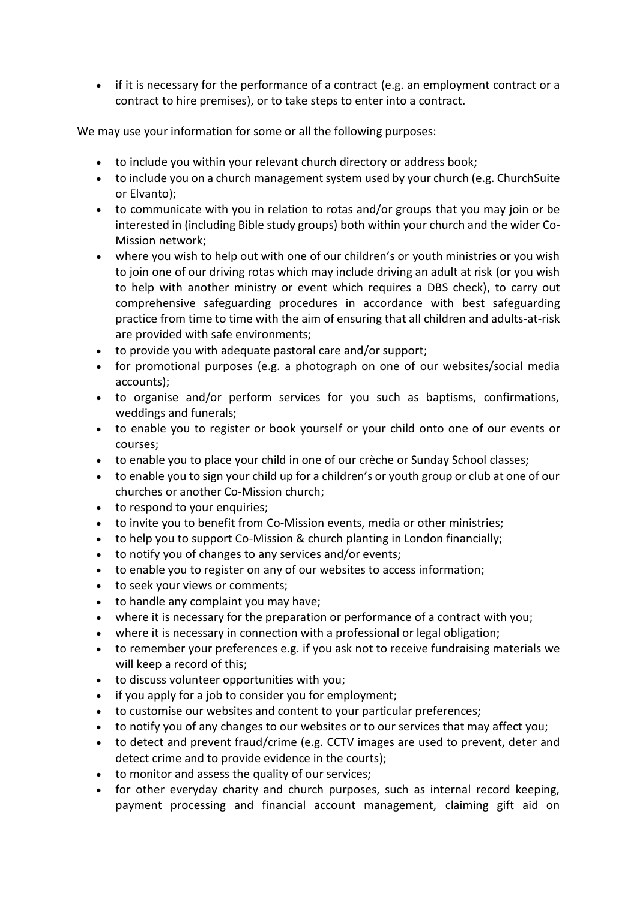- if it is necessary for the performance of a contract (e.g. an employment contract or a contract to hire premises), or to take steps to enter into a contract.

We may use your information for some or all the following purposes:

- to include you within your relevant church directory or address book;
- to include you on a church management system used by your church (e.g. ChurchSuite or Elvanto);
- to communicate with you in relation to rotas and/or groups that you may join or be interested in (including Bible study groups) both within your church and the wider Co-Mission network;
- where you wish to help out with one of our children's or youth ministries or you wish to join one of our driving rotas which may include driving an adult at risk (or you wish to help with another ministry or event which requires a DBS check), to carry out comprehensive safeguarding procedures in accordance with best safeguarding practice from time to time with the aim of ensuring that all children and adults-at-risk are provided with safe environments;
- to provide you with adequate pastoral care and/or support;
- for promotional purposes (e.g. a photograph on one of our websites/social media accounts);
- to organise and/or perform services for you such as baptisms, confirmations, weddings and funerals;
- to enable you to register or book yourself or your child onto one of our events or courses;
- to enable you to place your child in one of our crèche or Sunday School classes;
- to enable you to sign your child up for a children's or youth group or club at one of our churches or another Co-Mission church;
- to respond to your enquiries;
- to invite you to benefit from Co-Mission events, media or other ministries;
- to help you to support Co-Mission & church planting in London financially;
- to notify you of changes to any services and/or events;
- to enable you to register on any of our websites to access information;
- to seek your views or comments;
- to handle any complaint you may have;
- where it is necessary for the preparation or performance of a contract with you;
- where it is necessary in connection with a professional or legal obligation;
- to remember your preferences e.g. if you ask not to receive fundraising materials we will keep a record of this;
- to discuss volunteer opportunities with you;
- if you apply for a job to consider you for employment;
- to customise our websites and content to your particular preferences;
- to notify you of any changes to our websites or to our services that may affect you;
- to detect and prevent fraud/crime (e.g. CCTV images are used to prevent, deter and detect crime and to provide evidence in the courts);
- to monitor and assess the quality of our services;
- for other everyday charity and church purposes, such as internal record keeping, payment processing and financial account management, claiming gift aid on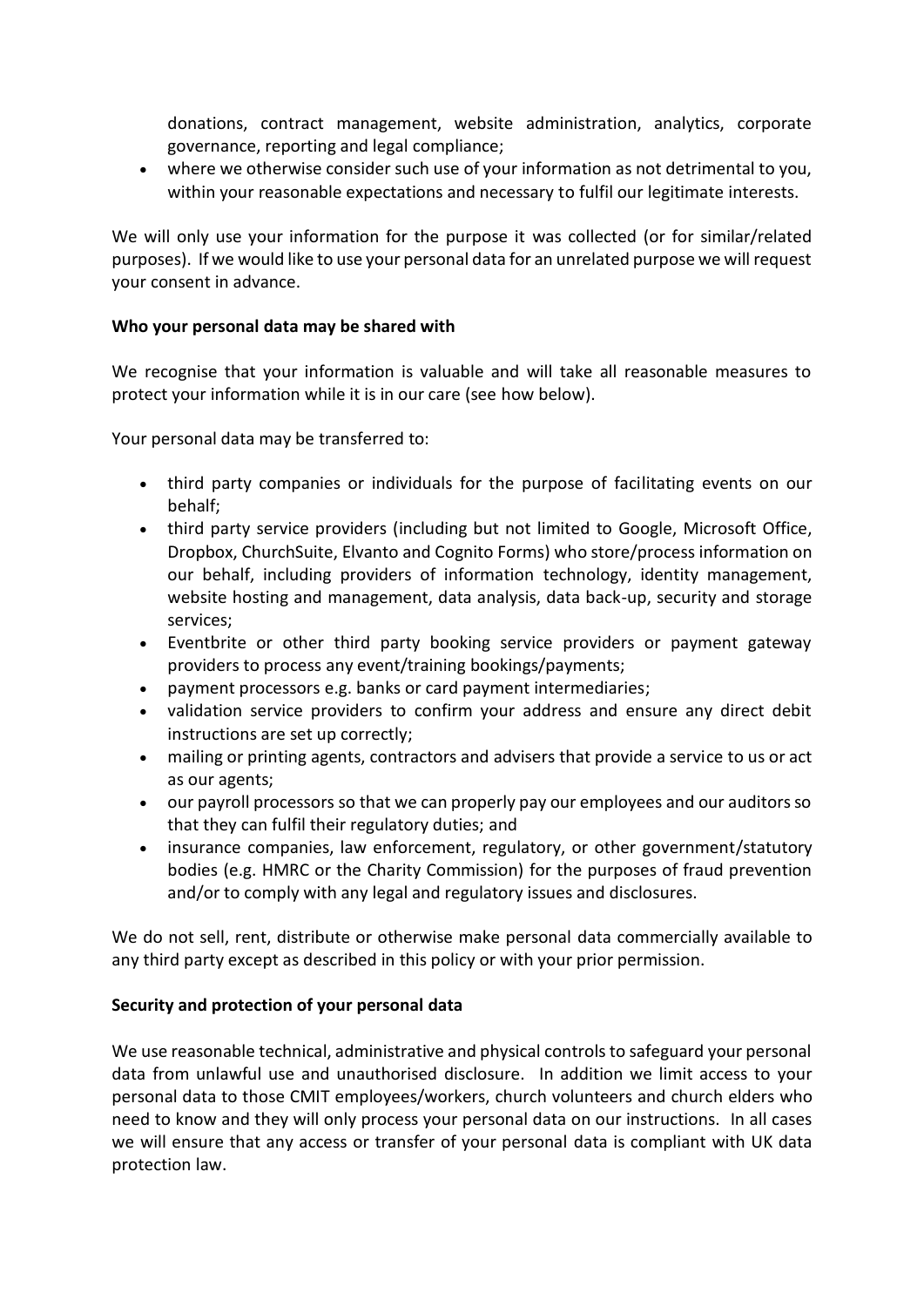donations, contract management, website administration, analytics, corporate governance, reporting and legal compliance;

- where we otherwise consider such use of your information as not detrimental to you, within your reasonable expectations and necessary to fulfil our legitimate interests.

We will only use your information for the purpose it was collected (or for similar/related purposes). If we would like to use your personal data for an unrelated purpose we will request your consent in advance.

**Who your personal data may be shared with**

We recognise that your information is valuable and will take all reasonable measures to protect your information while it is in our care (see how below).

Your personal data may be transferred to:

- third party companies or individuals for the purpose of facilitating events on our behalf;
- third party service providers (including but not limited to Google, Microsoft Office, Dropbox, ChurchSuite, Elvanto and Cognito Forms) who store/process information on our behalf, including providers of information technology, identity management, website hosting and management, data analysis, data back-up, security and storage services;
- Eventbrite or other third party booking service providers or payment gateway providers to process any event/training bookings/payments;
- payment processors e.g. banks or card payment intermediaries;
- validation service providers to confirm your address and ensure any direct debit instructions are set up correctly;
- mailing or printing agents, contractors and advisers that provide a service to us or act as our agents;
- our payroll processors so that we can properly pay our employees and our auditors so that they can fulfil their regulatory duties; and
- insurance companies, law enforcement, regulatory, or other government/statutory bodies (e.g. HMRC or the Charity Commission) for the purposes of fraud prevention and/or to comply with any legal and regulatory issues and disclosures.

We do not sell, rent, distribute or otherwise make personal data commercially available to any third party except as described in this policy or with your prior permission.

**Security and protection of your personal data**

We use reasonable technical, administrative and physical controls to safeguard your personal data from unlawful use and unauthorised disclosure. In addition we limit access to your personal data to those CMIT employees/workers, church volunteers and church elders who need to know and they will only process your personal data on our instructions. In all cases we will ensure that any access or transfer of your personal data is compliant with UK data protection law.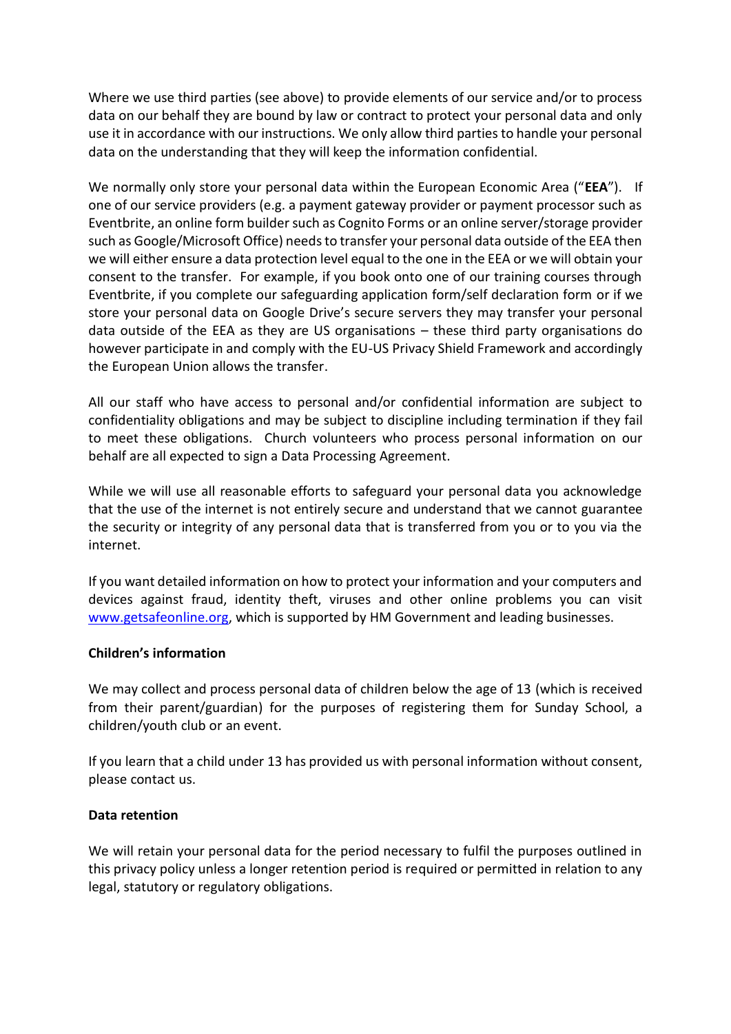Where we use third parties (see above) to provide elements of our service and/or to process data on our behalf they are bound by law or contract to protect your personal data and only use it in accordance with our instructions. We only allow third parties to handle your personal data on the understanding that they will keep the information confidential.

We normally only store your personal data within the European Economic Area ("**EEA**"). If one of our service providers (e.g. a payment gateway provider or payment processor such as Eventbrite, an online form builder such as Cognito Forms or an online server/storage provider such as Google/Microsoft Office) needs to transfer your personal data outside of the EEA then we will either ensure a data protection level equal to the one in the EEA or we will obtain your consent to the transfer. For example, if you book onto one of our training courses through Eventbrite, if you complete our safeguarding application form/self declaration form or if we store your personal data on Google Drive's secure servers they may transfer your personal data outside of the EEA as they are US organisations – these third party organisations do however participate in and comply with the EU-US Privacy Shield Framework and accordingly the European Union allows the transfer.

All our staff who have access to personal and/or confidential information are subject to confidentiality obligations and may be subject to discipline including termination if they fail to meet these obligations. Church volunteers who process personal information on our behalf are all expected to sign a Data Processing Agreement.

While we will use all reasonable efforts to safeguard your personal data you acknowledge that the use of the internet is not entirely secure and understand that we cannot guarantee the security or integrity of any personal data that is transferred from you or to you via the internet.

If you want detailed information on how to protect your information and your computers and devices against fraud, identity theft, viruses and other online problems you can visit [www.getsafeonline.org](http://www.getsafeonline.org), which is supported by HM Government and leading businesses.

**Children's information**

We may collect and process personal data of children below the age of 13 (which is received from their parent/guardian) for the purposes of registering them for Sunday School, a children/youth club or an event.

If you learn that a child under 13 has provided us with personal information without consent, please contact us.

**Data retention**

We will retain your personal data for the period necessary to fulfil the purposes outlined in this privacy policy unless a longer retention period is required or permitted in relation to any legal, statutory or regulatory obligations.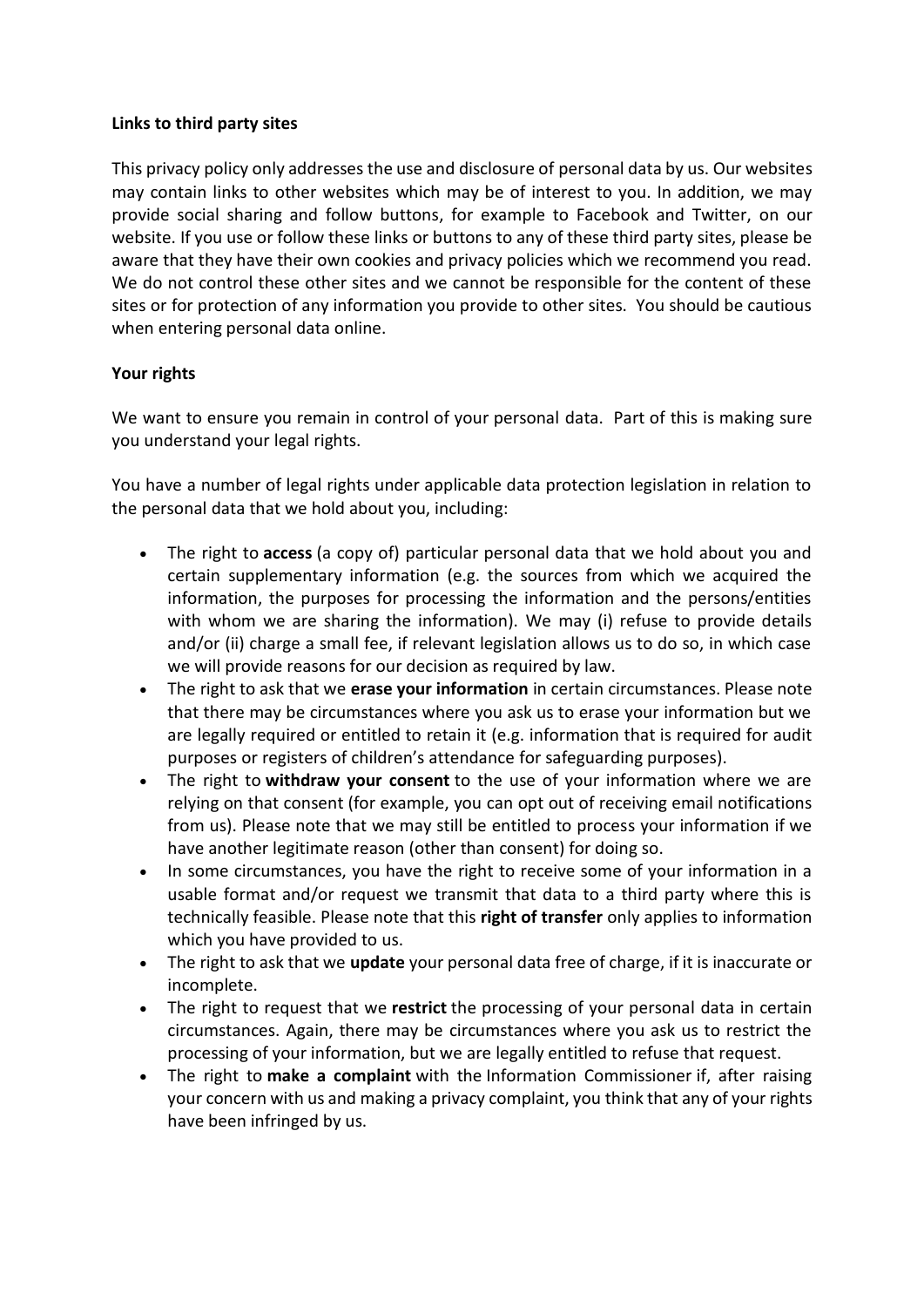**Links to third party sites**

This privacy policy only addresses the use and disclosure of personal data by us. Our websites may contain links to other websites which may be of interest to you. In addition, we may provide social sharing and follow buttons, for example to Facebook and Twitter, on our website. If you use or follow these links or buttons to any of these third party sites, please be aware that they have their own cookies and privacy policies which we recommend you read. We do not control these other sites and we cannot be responsible for the content of these sites or for protection of any information you provide to other sites. You should be cautious when entering personal data online.

**Your rights**

We want to ensure you remain in control of your personal data. Part of this is making sure you understand your legal rights.

You have a number of legal rights under applicable data protection legislation in relation to the personal data that we hold about you, including:

- The right to **access** (a copy of) particular personal data that we hold about you and certain supplementary information (e.g. the sources from which we acquired the information, the purposes for processing the information and the persons/entities with whom we are sharing the information). We may (i) refuse to provide details and/or (ii) charge a small fee, if relevant legislation allows us to do so, in which case we will provide reasons for our decision as required by law.
- The right to ask that we **erase your information** in certain circumstances. Please note that there may be circumstances where you ask us to erase your information but we are legally required or entitled to retain it (e.g. information that is required for audit purposes or registers of children's attendance for safeguarding purposes).
- The right to **withdraw your consent** to the use of your information where we are relying on that consent (for example, you can opt out of receiving email notifications from us). Please note that we may still be entitled to process your information if we have another legitimate reason (other than consent) for doing so.
- In some circumstances, you have the right to receive some of your information in a usable format and/or request we transmit that data to a third party where this is technically feasible. Please note that this **right of transfer** only applies to information which you have provided to us.
- The right to ask that we **update** your personal data free of charge, if it is inaccurate or incomplete.
- The right to request that we **restrict** the processing of your personal data in certain circumstances. Again, there may be circumstances where you ask us to restrict the processing of your information, but we are legally entitled to refuse that request.
- The right to **make a complaint** with the Information Commissioner if, after raising your concern with us and making a privacy complaint, you think that any of your rights have been infringed by us.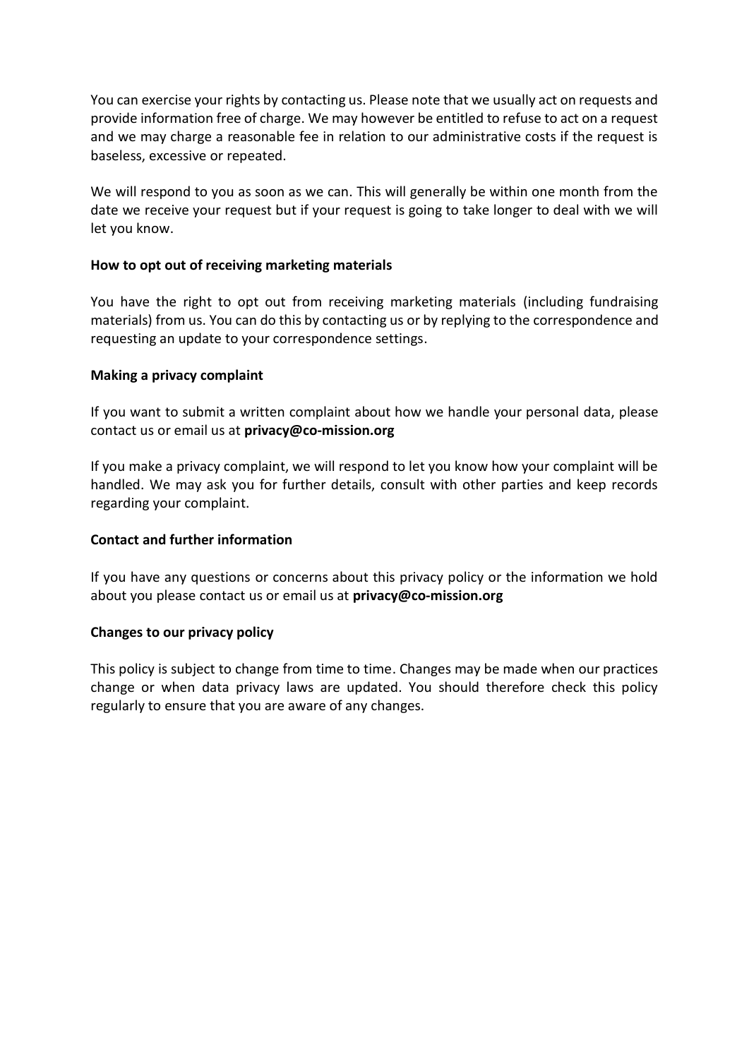You can exercise your rights by contacting us. Please note that we usually act on requests and provide information free of charge. We may however be entitled to refuse to act on a request and we may charge a reasonable fee in relation to our administrative costs if the request is baseless, excessive or repeated.

We will respond to you as soon as we can. This will generally be within one month from the date we receive your request but if your request is going to take longer to deal with we will let you know.

**How to opt out of receiving marketing materials**

You have the right to opt out from receiving marketing materials (including fundraising materials) from us. You can do this by contacting us or by replying to the correspondence and requesting an update to your correspondence settings.

**Making a privacy complaint**

If you want to submit a written complaint about how we handle your personal data, please contact us or email us at **privacy@co-mission.org**

If you make a privacy complaint, we will respond to let you know how your complaint will be handled. We may ask you for further details, consult with other parties and keep records regarding your complaint.

**Contact and further information**

If you have any questions or concerns about this privacy policy or the information we hold about you please contact us or email us at **privacy@co-mission.org**

**Changes to our privacy policy**

This policy is subject to change from time to time. Changes may be made when our practices change or when data privacy laws are updated. You should therefore check this policy regularly to ensure that you are aware of any changes.